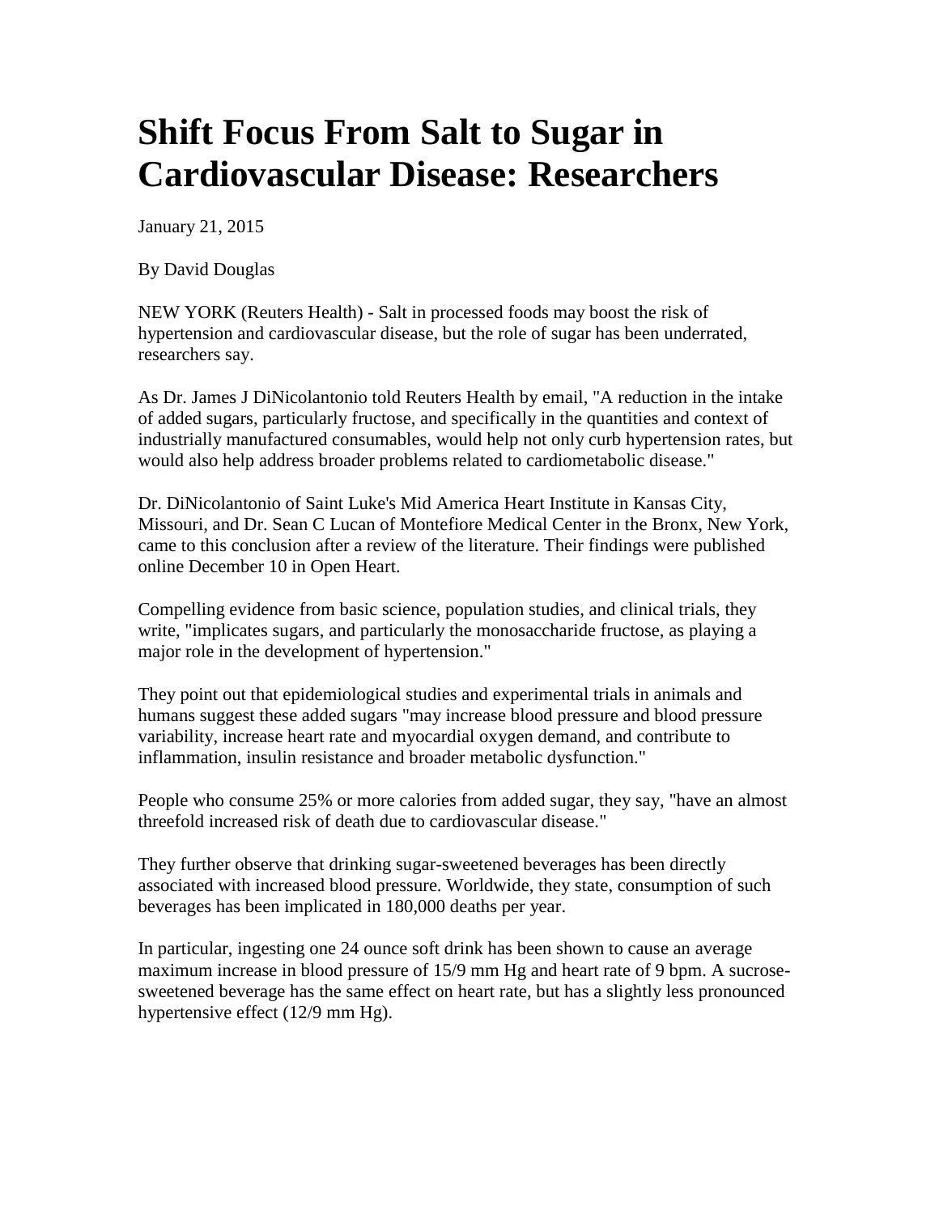# Shift Focus From Salt to Sugar in Cardiovascular Disease: Researchers

January 21, 2015

By David Douglas

NEW YORK (Reuters Health) - Salt in processed foods may boost the risk of hypertension and cardiovascular disease, but the role of sugar has been underrated, researchers say.

As Dr. James J DiNicolantonio told Reuters Health by email, "A reduction in the intake of added sugars, particularly fructose, and specifically in the quantities and context of industrially manufactured consumables, would help not only curb hypertension rates, but would also help address broader problems related to cardiometabolic disease."

Dr. DiNicolantonio of Saint Luke's Mid America Heart Institute in Kansas City, Missouri, and Dr. Sean C Lucan of Montefiore Medical Center in the Bronx, New York, came to this conclusion after a review of the literature. Their findings were published online December 10 in Open Heart.

Compelling evidence from basic science, population studies, and clinical trials, they write, "implicates sugars, and particularly the monosaccharide fructose, as playing a major role in the development of hypertension."

They point out that epidemiological studies and experimental trials in animals and humans suggest these added sugars "may increase blood pressure and blood pressure variability, increase heart rate and myocardial oxygen demand, and contribute to inflammation, insulin resistance and broader metabolic dysfunction."

People who consume 25% or more calories from added sugar, they say, "have an almost threefold increased risk of death due to cardiovascular disease."

They further observe that drinking sugar-sweetened beverages has been directly associated with increased blood pressure. Worldwide, they state, consumption of such beverages has been implicated in 180,000 deaths per year.

In particular, ingesting one 24 ounce soft drink has been shown to cause an average maximum increase in blood pressure of 15/9 mm Hg and heart rate of 9 bpm. A sucrose-sweetened beverage has the same effect on heart rate, but has a slightly less pronounced hypertensive effect (12/9 mm Hg).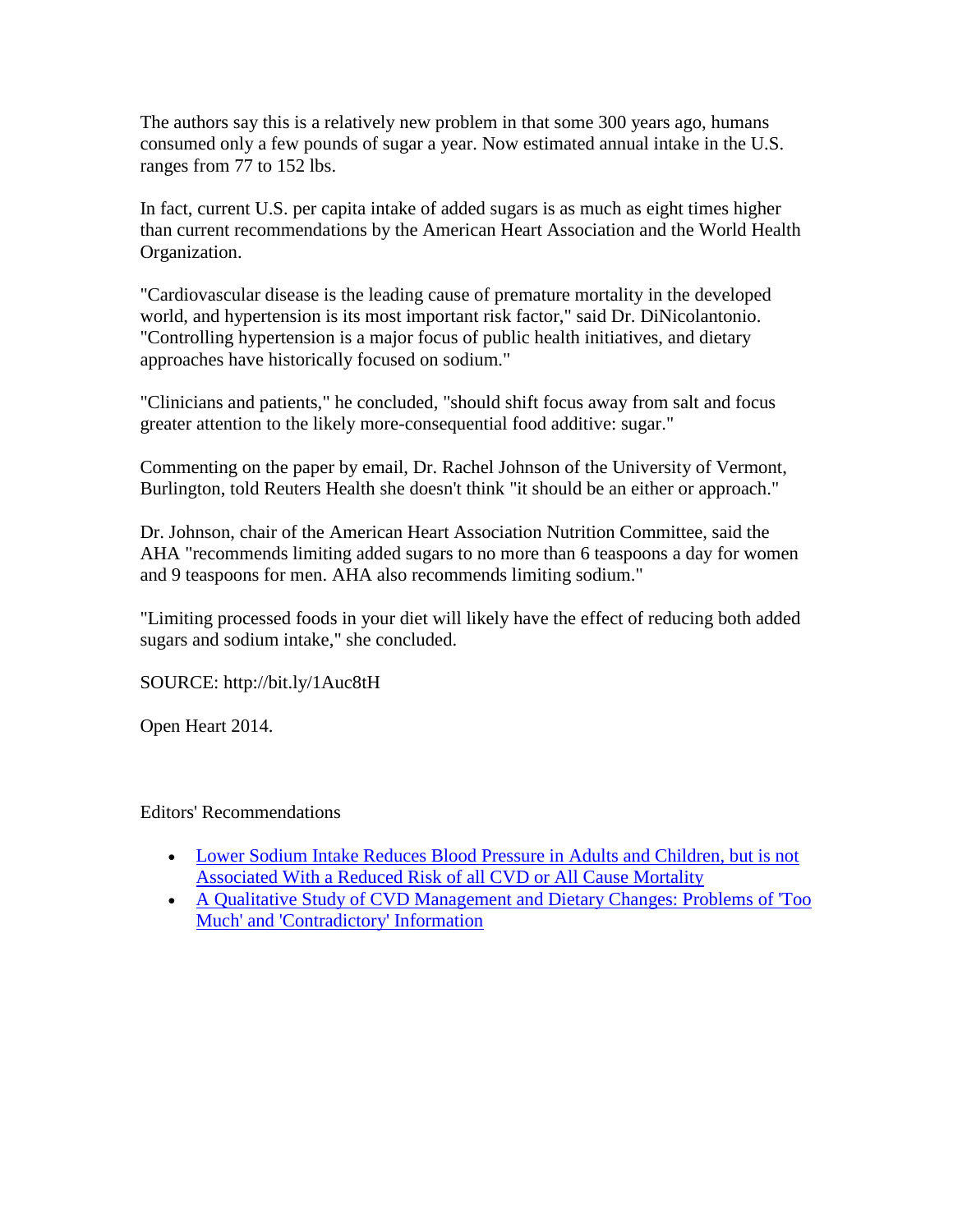The authors say this is a relatively new problem in that some 300 years ago, humans consumed only a few pounds of sugar a year. Now estimated annual intake in the U.S. ranges from 77 to 152 lbs.

In fact, current U.S. per capita intake of added sugars is as much as eight times higher than current recommendations by the American Heart Association and the World Health Organization.

"Cardiovascular disease is the leading cause of premature mortality in the developed world, and hypertension is its most important risk factor," said Dr. DiNicolantonio. "Controlling hypertension is a major focus of public health initiatives, and dietary approaches have historically focused on sodium."

"Clinicians and patients," he concluded, "should shift focus away from salt and focus greater attention to the likely more-consequential food additive: sugar."

Commenting on the paper by email, Dr. Rachel Johnson of the University of Vermont, Burlington, told Reuters Health she doesn't think "it should be an either or approach."

Dr. Johnson, chair of the American Heart Association Nutrition Committee, said the AHA "recommends limiting added sugars to no more than 6 teaspoons a day for women and 9 teaspoons for men. AHA also recommends limiting sodium."

"Limiting processed foods in your diet will likely have the effect of reducing both added sugars and sodium intake," she concluded.

SOURCE: http://bit.ly/1Auc8tH

Open Heart 2014.

Editors' Recommendations

- [Lower Sodium Intake Reduces Blood Pressure in Adults and Children, but is not Associated With a Reduced Risk of all CVD or All Cause Mortality]
- [A Qualitative Study of CVD Management and Dietary Changes: Problems of 'Too Much' and 'Contradictory' Information]